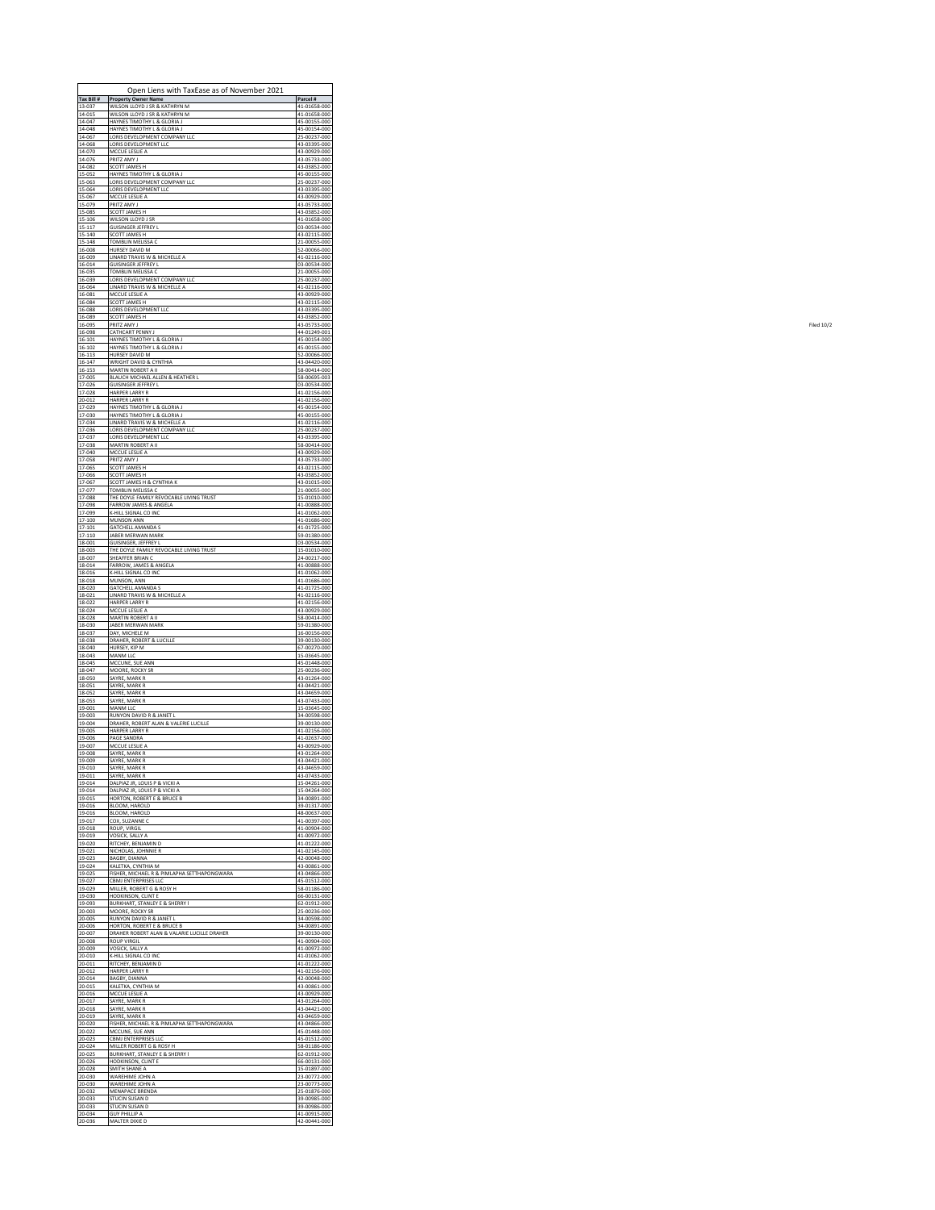# Open Liens with TaxEase as of November 2021

| Tax Bill # | Property Owner Name | Parcel # |
|---|---|---|
| 13-037 | WILSON LLOYD J SR & KATHRYN M | 41-01658-000 |
| 14-015 | WILSON LLOYD J SR & KATHRYN M | 41-01658-000 |
| 14-047 | HAYNES TIMOTHY L & GLORIA J | 45-00155-000 |
| 14-048 | HAYNES TIMOTHY L & GLORIA J | 45-00154-000 |
| 14-067 | LORIS DEVELOPMENT COMPANY LLC | 25-00237-000 |
| 14-068 | LORIS DEVELOPMENT LLC | 43-03395-000 |
| 14-070 | MCCUE LESLIE A | 43-00929-000 |
| 14-076 | PRITZ AMY J | 43-05733-000 |
| 14-082 | SCOTT JAMES H | 43-03852-000 |
| 15-052 | HAYNES TIMOTHY L & GLORIA J | 45-00155-000 |
| 15-063 | LORIS DEVELOPMENT COMPANY LLC | 25-00237-000 |
| 15-064 | LORIS DEVELOPMENT LLC | 43-03395-000 |
| 15-067 | MCCUE LESLIE A | 43-00929-000 |
| 15-079 | PRITZ AMY J | 43-05733-000 |
| 15-085 | SCOTT JAMES H | 43-03852-000 |
| 15-106 | WILSON LLOYD J SR | 41-01658-000 |
| 15-117 | GUISINGER JEFFREY L | 03-00534-000 |
| 15-140 | SCOTT JAMES H | 43-02115-000 |
| 15-148 | TOMBLIN MELISSA C | 21-00055-000 |
| 16-008 | HURSEY DAVID M | 52-00066-000 |
| 16-009 | LINARD TRAVIS W & MICHELLE A | 41-02116-000 |
| 16-014 | GUISINGER JEFFREY L | 03-00534-000 |
| 16-035 | TOMBLIN MELISSA C | 21-00055-000 |
| 16-039 | LORIS DEVELOPMENT COMPANY LLC | 25-00237-000 |
| 16-064 | LINARD TRAVIS W & MICHELLE A | 41-02116-000 |
| 16-081 | MCCUE LESLIE A | 43-00929-000 |
| 16-084 | SCOTT JAMES H | 43-02115-000 |
| 16-088 | LORIS DEVELOPMENT LLC | 43-03395-000 |
| 16-089 | SCOTT JAMES H | 43-03852-000 |
| 16-095 | PRITZ AMY J | 43-05733-000 |
| 16-098 | CATHCART PENNY J | 44-01249-001 |
| 16-101 | HAYNES TIMOTHY L & GLORIA J | 45-00154-000 |
| 16-102 | HAYNES TIMOTHY L & GLORIA J | 45-00155-000 |
| 16-113 | HURSEY DAVID M | 52-00066-000 |
| 16-147 | WRIGHT DAVID & CYNTHIA | 43-04420-000 |
| 16-153 | MARTIN ROBERT A II | 58-00414-000 |
| 17-005 | BLAUCH MICHAEL ALLEN & HEATHER L | 58-00695-003 |
| 17-026 | GUISINGER JEFFREY L | 03-00534-000 |
| 17-028 | HARPER LARRY R | 41-02156-000 |
| 20-012 | HARPER LARRY R | 41-02156-000 |
| 17-029 | HAYNES TIMOTHY L & GLORIA J | 45-00154-000 |
| 17-030 | HAYNES TIMOTHY L & GLORIA J | 45-00155-000 |
| 17-034 | LINARD TRAVIS W & MICHELLE A | 41-02116-000 |
| 17-036 | LORIS DEVELOPMENT COMPANY LLC | 25-00237-000 |
| 17-037 | LORIS DEVELOPMENT LLC | 43-03395-000 |
| 17-038 | MARTIN ROBERT A II | 58-00414-000 |
| 17-040 | MCCUE LESLIE A | 43-00929-000 |
| 17-058 | PRITZ AMY J | 43-05733-000 |
| 17-065 | SCOTT JAMES H | 43-02115-000 |
| 17-066 | SCOTT JAMES H | 43-03852-000 |
| 17-067 | SCOTT JAMES H & CYNTHIA K | 43-01015-000 |
| 17-077 | TOMBLIN MELISSA C | 21-00055-000 |
| 17-088 | THE DOYLE FAMILY REVOCABLE LIVING TRUST | 15-01010-000 |
| 17-098 | FARROW JAMES & ANGELA | 41-00888-000 |
| 17-099 | K-HILL SIGNAL CO INC | 41-01062-000 |
| 17-100 | MUNSON ANN | 41-01686-000 |
| 17-101 | GATCHELL AMANDA S | 41-01725-000 |
| 17-110 | JABER MERWAN MARK | 59-01380-000 |
| 18-001 | GUISINGER, JEFFREY L | 03-00534-000 |
| 18-003 | THE DOYLE FAMILY REVOCABLE LIVING TRUST | 15-01010-000 |
| 18-007 | SHEAFFER BRIAN C | 24-00217-000 |
| 18-014 | FARROW, JAMES & ANGELA | 41-00888-000 |
| 18-016 | K-HILL SIGNAL CO INC | 41-01062-000 |
| 18-018 | MUNSON, ANN | 41-01686-000 |
| 18-020 | GATCHELL AMANDA S | 41-01725-000 |
| 18-021 | LINARD TRAVIS W & MICHELLE A | 41-02116-000 |
| 18-022 | HARPER LARRY R | 41-02156-000 |
| 18-024 | MCCUE LESLIE A | 43-00929-000 |
| 18-028 | MARTIN ROBERT A II | 58-00414-000 |
| 18-030 | JABER MERWAN MARK | 59-01380-000 |
| 18-037 | DAY, MICHELE M | 16-00156-000 |
| 18-038 | DRAHER, ROBERT & LUCILLE | 39-00130-000 |
| 18-040 | HURSEY, KIP M | 67-00270-000 |
| 18-043 | MANM LLC | 15-03645-000 |
| 18-045 | MCCUNE, SUE ANN | 45-01448-000 |
| 18-047 | MOORE, ROCKY SR | 25-00236-000 |
| 18-050 | SAYRE, MARK R | 43-01264-000 |
| 18-051 | SAYRE, MARK R | 43-04421-000 |
| 18-052 | SAYRE, MARK R | 43-04659-000 |
| 18-053 | SAYRE, MARK R | 43-07433-000 |
| 19-001 | MANM LLC | 15-03645-000 |
| 19-003 | RUNYON DAVID R & JANET L | 34-00598-000 |
| 19-004 | DRAHER, ROBERT ALAN & VALERIE LUCILLE | 39-00130-000 |
| 19-005 | HARPER LARRY R | 41-02156-000 |
| 19-006 | PAGE SANDRA | 41-02637-000 |
| 19-007 | MCCUE LESLIE A | 43-00929-000 |
| 19-008 | SAYRE, MARK R | 43-01264-000 |
| 19-009 | SAYRE, MARK R | 43-04421-000 |
| 19-010 | SAYRE, MARK R | 43-04659-000 |
| 19-011 | SAYRE, MARK R | 43-07433-000 |
| 19-014 | DALPIAZ JR, LOUIS P & VICKI A | 15-04261-000 |
| 19-014 | DALPIAZ JR, LOUIS P & VICKI A | 15-04264-000 |
| 19-015 | HORTON, ROBERT E & BRUCE B | 34-00891-000 |
| 19-016 | BLOOM, HAROLD | 39-01317-000 |
| 19-016 | BLOOM, HAROLD | 48-00637-000 |
| 19-017 | COX, SUZANNE C | 41-00397-000 |
| 19-018 | ROUP, VIRGIL | 41-00904-000 |
| 19-019 | VOSICK, SALLY A | 41-00972-000 |
| 19-020 | RITCHEY, BENJAMIN D | 41-01222-000 |
| 19-021 | NICHOLAS, JOHNNIE R | 41-02145-000 |
| 19-023 | BAGBY, DIANNA | 42-00048-000 |
| 19-024 | KALETKA, CYNTHIA M | 43-00861-000 |
| 19-025 | FISHER, MICHAEL R & PIMLAPHA SETTHAPONGWARA | 43-04866-000 |
| 19-027 | CBMJ ENTERPRISES LLC | 45-01512-000 |
| 19-029 | MILLER, ROBERT G & ROSY H | 58-01186-000 |
| 19-030 | HODKINSON, CLINT E | 66-00131-000 |
| 19-093 | BURKHART, STANLEY E & SHERRY I | 62-01912-000 |
| 20-003 | MOORE, ROCKY SR | 25-00236-000 |
| 20-005 | RUNYON DAVID R & JANET L | 34-00598-000 |
| 20-006 | HORTON, ROBERT E & BRUCE B | 34-00891-000 |
| 20-007 | DRAHER ROBERT ALAN & VALARIE LUCILLE DRAHER | 39-00130-000 |
| 20-008 | ROUP VIRGIL | 41-00904-000 |
| 20-009 | VOSICK, SALLY A | 41-00972-000 |
| 20-010 | K-HILL SIGNAL CO INC | 41-01062-000 |
| 20-011 | RITCHEY, BENJAMIN D | 41-01222-000 |
| 20-012 | HARPER LARRY R | 41-02156-000 |
| 20-014 | BAGBY, DIANNA | 42-00048-000 |
| 20-015 | KALETKA, CYNTHIA M | 43-00861-000 |
| 20-016 | MCCUE LESLIE A | 43-00929-000 |
| 20-017 | SAYRE, MARK R | 43-01264-000 |
| 20-018 | SAYRE, MARK R | 43-04421-000 |
| 20-019 | SAYRE, MARK R | 43-04659-000 |
| 20-020 | FISHER, MICHAEL R & PIMLAPHA SETTHAPONGWARA | 43-04866-000 |
| 20-022 | MCCUNE, SUE ANN | 45-01448-000 |
| 20-023 | CBMJ ENTERPRISES LLC | 45-01512-000 |
| 20-024 | MILLER ROBERT G & ROSY H | 58-01186-000 |
| 20-025 | BURKHART, STANLEY E & SHERRY I | 62-01912-000 |
| 20-026 | HODKINSON, CLINT E | 66-00131-000 |
| 20-028 | SMITH SHANE A | 15-01897-000 |
| 20-030 | WAREHIME JOHN A | 23-00772-000 |
| 20-030 | WAREHIME JOHN A | 23-00773-000 |
| 20-032 | MENAPACE BRENDA | 25-01876-000 |
| 20-033 | STUCIN SUSAN D | 39-00985-000 |
| 20-033 | STUCIN SUSAN D | 39-00986-000 |
| 20-034 | GUY PHILLIP A | 41-00915-000 |
| 20-036 | MALTER DIXIE D | 42-00441-000 |

Filed 10/2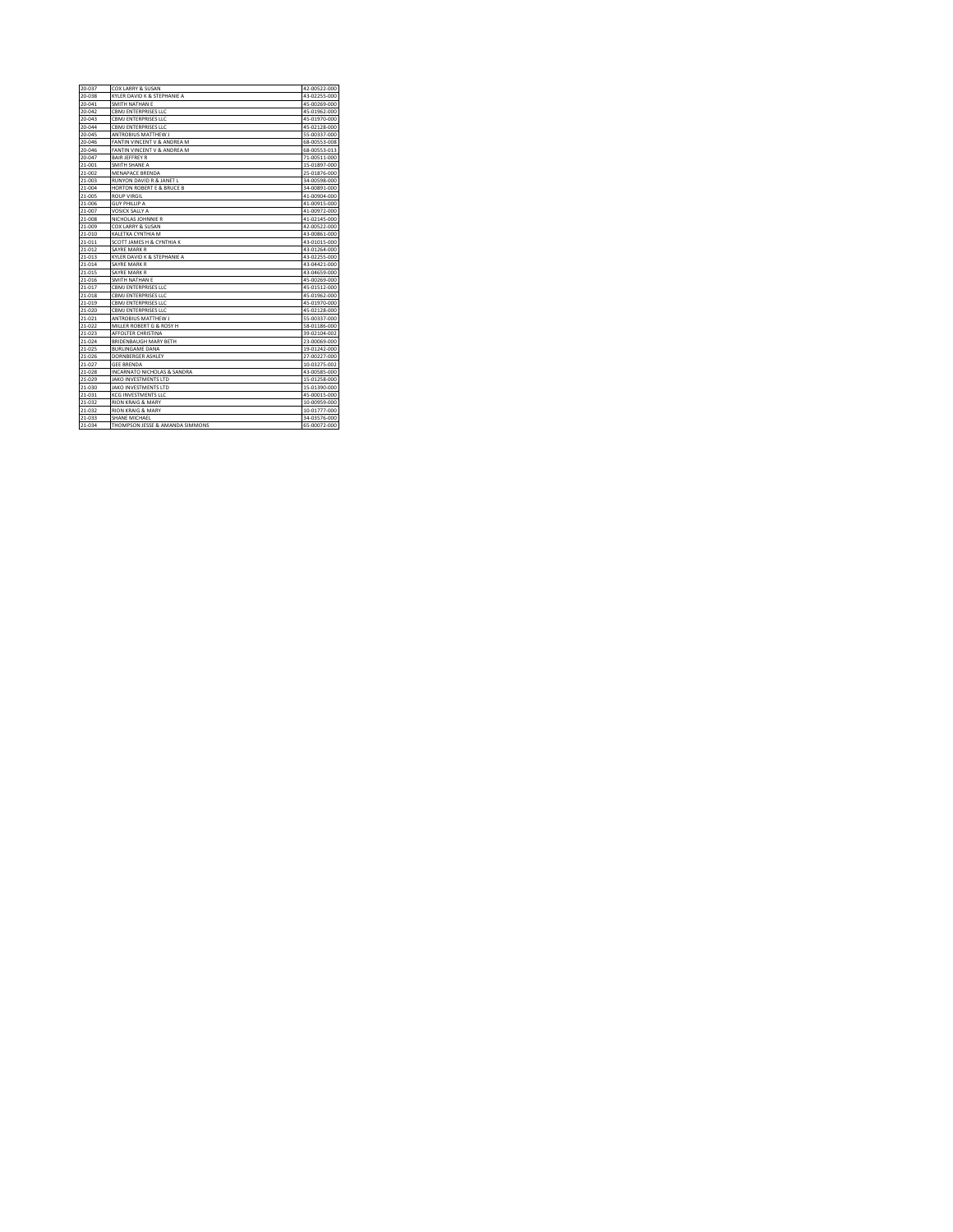| | | |
|---|---|---|
| 20-037 | COX LARRY & SUSAN | 42-00522-000 |
| 20-038 | KYLER DAVID K & STEPHANIE A | 43-02255-000 |
| 20-041 | SMITH NATHAN E | 45-00269-000 |
| 20-042 | CBMJ ENTERPRISES LLC | 45-01962-000 |
| 20-043 | CBMJ ENTERPRISES LLC | 45-01970-000 |
| 20-044 | CBMJ ENTERPRISES LLC | 45-02128-000 |
| 20-045 | ANTROBIUS MATTHEW J | 55-00337-000 |
| 20-046 | FANTIN VINCENT V & ANDREA M | 68-00553-008 |
| 20-046 | FANTIN VINCENT V & ANDREA M | 68-00553-013 |
| 20-047 | BAIR JEFFREY R | 71-00511-000 |
| 21-001 | SMITH SHANE A | 15-01897-000 |
| 21-002 | MENAPACE BRENDA | 25-01876-000 |
| 21-003 | RUNYON DAVID R & JANET L | 34-00598-000 |
| 21-004 | HORTON ROBERT E & BRUCE B | 34-00891-000 |
| 21-005 | ROUP VIRGIL | 41-00904-000 |
| 21-006 | GUY PHILLIP A | 41-00915-000 |
| 21-007 | VOSICK SALLY A | 41-00972-000 |
| 21-008 | NICHOLAS JOHNNIE R | 41-02145-000 |
| 21-009 | COX LARRY & SUSAN | 42-00522-000 |
| 21-010 | KALETKA CYNTHIA M | 43-00861-000 |
| 21-011 | SCOTT JAMES H & CYNTHIA K | 43-01015-000 |
| 21-012 | SAYRE MARK R | 43-01264-000 |
| 21-013 | KYLER DAVID K & STEPHANIE A | 43-02255-000 |
| 21-014 | SAYRE MARK R | 43-04421-000 |
| 21-015 | SAYRE MARK R | 43-04659-000 |
| 21-016 | SMITH NATHAN E | 45-00269-000 |
| 21-017 | CBMJ ENTERPRISES LLC | 45-01512-000 |
| 21-018 | CBMJ ENTERPRISES LLC | 45-01962-000 |
| 21-019 | CBMJ ENTERPRISES LLC | 45-01970-000 |
| 21-020 | CBMJ ENTERPRISES LLC | 45-02128-000 |
| 21-021 | ANTROBIUS MATTHEW J | 55-00337-000 |
| 21-022 | MILLER ROBERT G & ROSY H | 58-01186-000 |
| 21-023 | AFFOLTER CHRISTINA | 39-02104-002 |
| 21-024 | BRIDENBAUGH MARY BETH | 23-00069-000 |
| 21-025 | BURLINGAME DANA | 19-01242-000 |
| 21-026 | DORNBERGER ASHLEY | 27-00227-000 |
| 21-027 | GEE BRENDA | 10-03275-002 |
| 21-028 | INCARNATO NICHOLAS & SANDRA | 43-00585-000 |
| 21-029 | JAKO INVESTMENTS LTD | 15-01258-000 |
| 21-030 | JAKO INVESTMENTS LTD | 15-01390-000 |
| 21-031 | KCG INVESTMENTS LLC | 45-00015-000 |
| 21-032 | RION KRAIG & MARY | 10-00959-000 |
| 21-032 | RION KRAIG & MARY | 10-01777-000 |
| 21-033 | SHANE MICHAEL | 34-03576-000 |
| 21-034 | THOMPSON JESSE & AMANDA SIMMONS | 65-00072-000 |